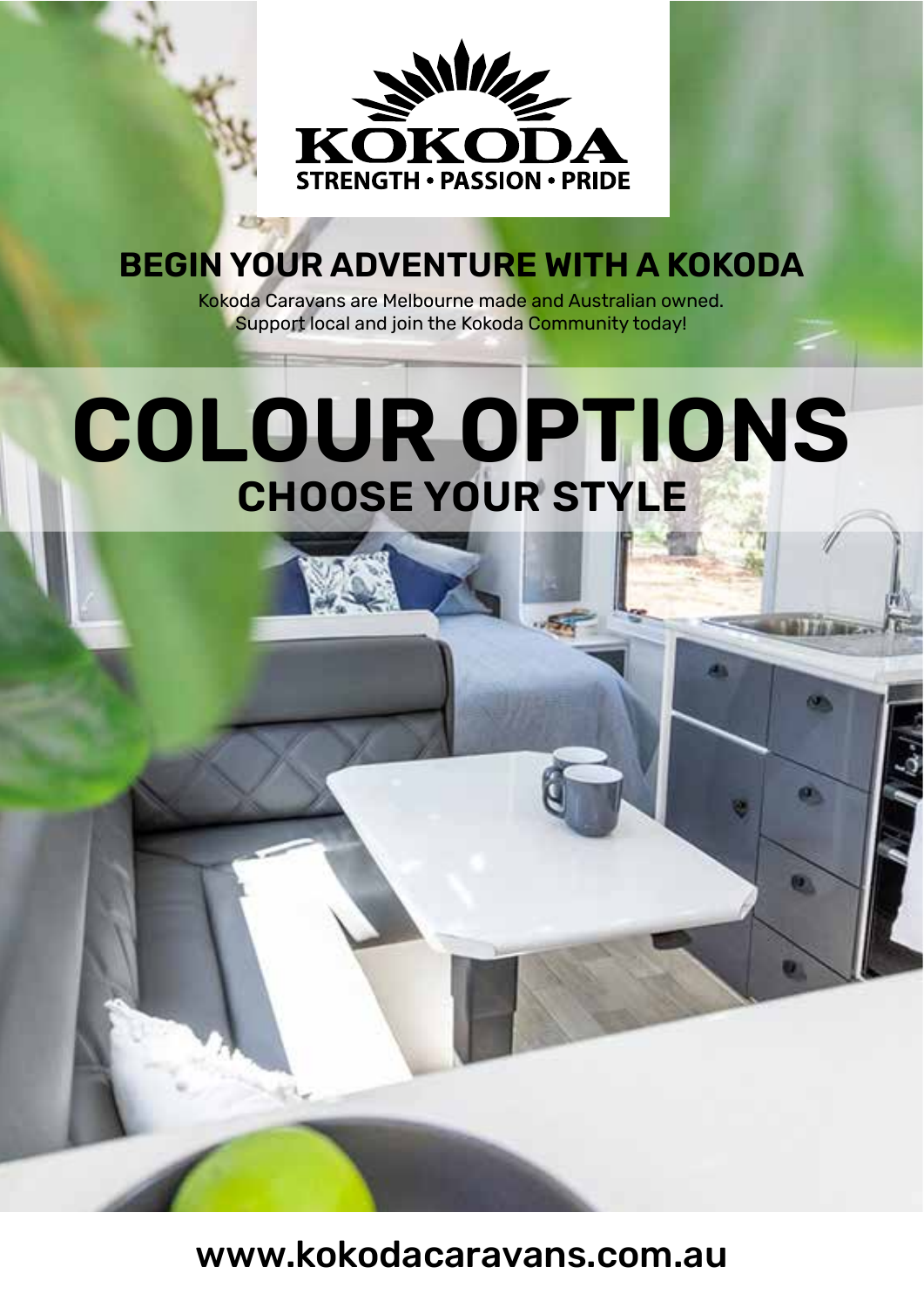KOKODA

STRENGTH • PASSION • PRIDE

## BEGIN YOUR ADVENTURE WITH A KOKODA

Kokoda Caravans are Melbourne made and Australian owned.
Support local and join the Kokoda Community today!

# COLOUR OPTIONS

## CHOOSE YOUR STYLE

www.kokodacaravans.com.au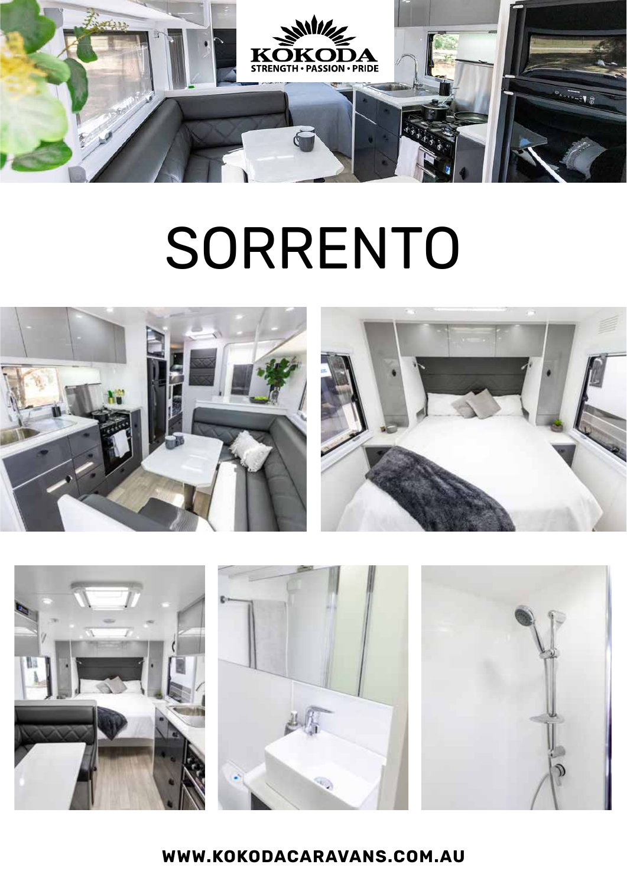KOKODA
STRENGTH • PASSION • PRIDE

# SORRENTO

**WWW.KOKODACARAVANS.COM.AU**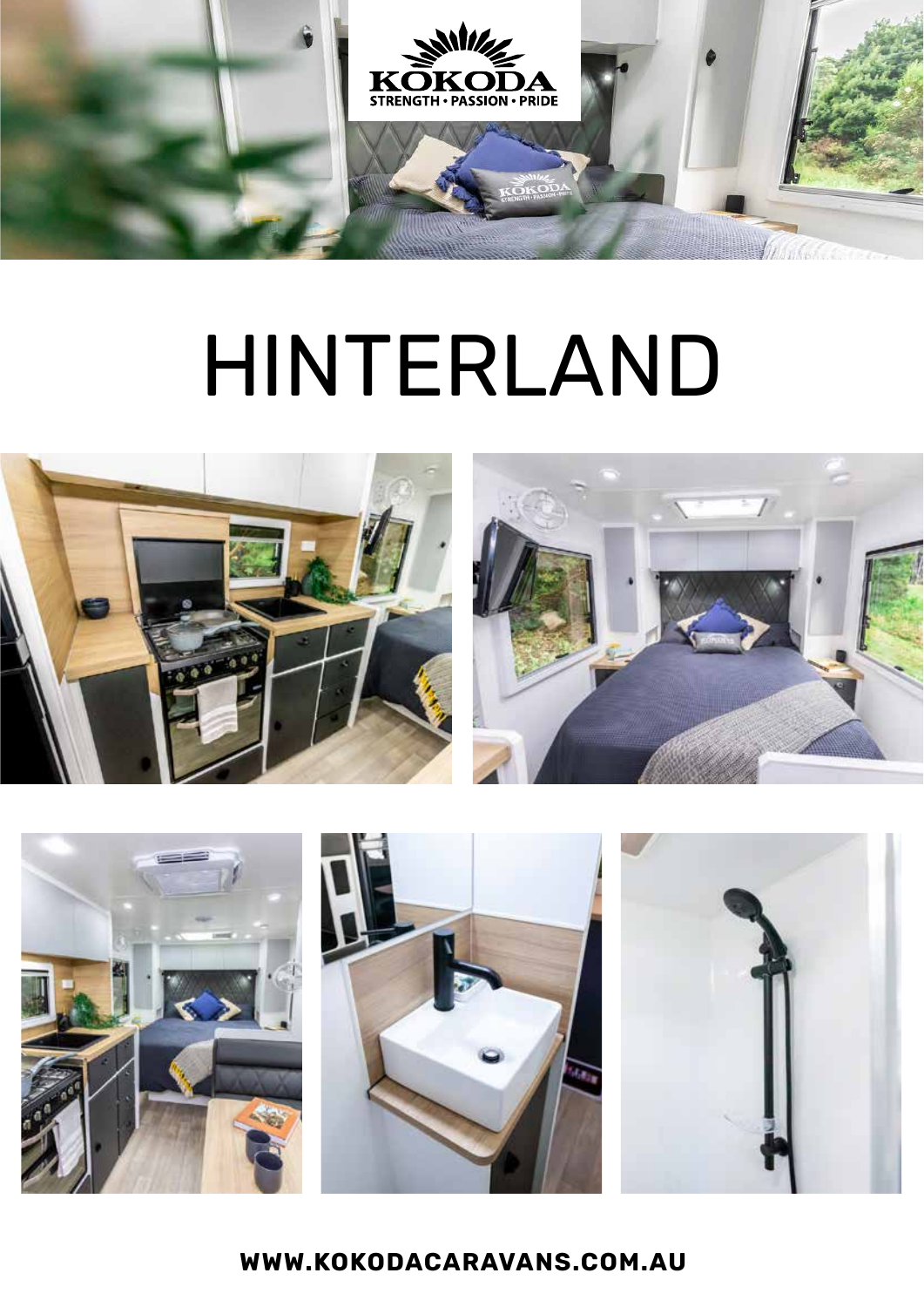# HINTERLAND

**WWW.KOKODACARAVANS.COM.AU**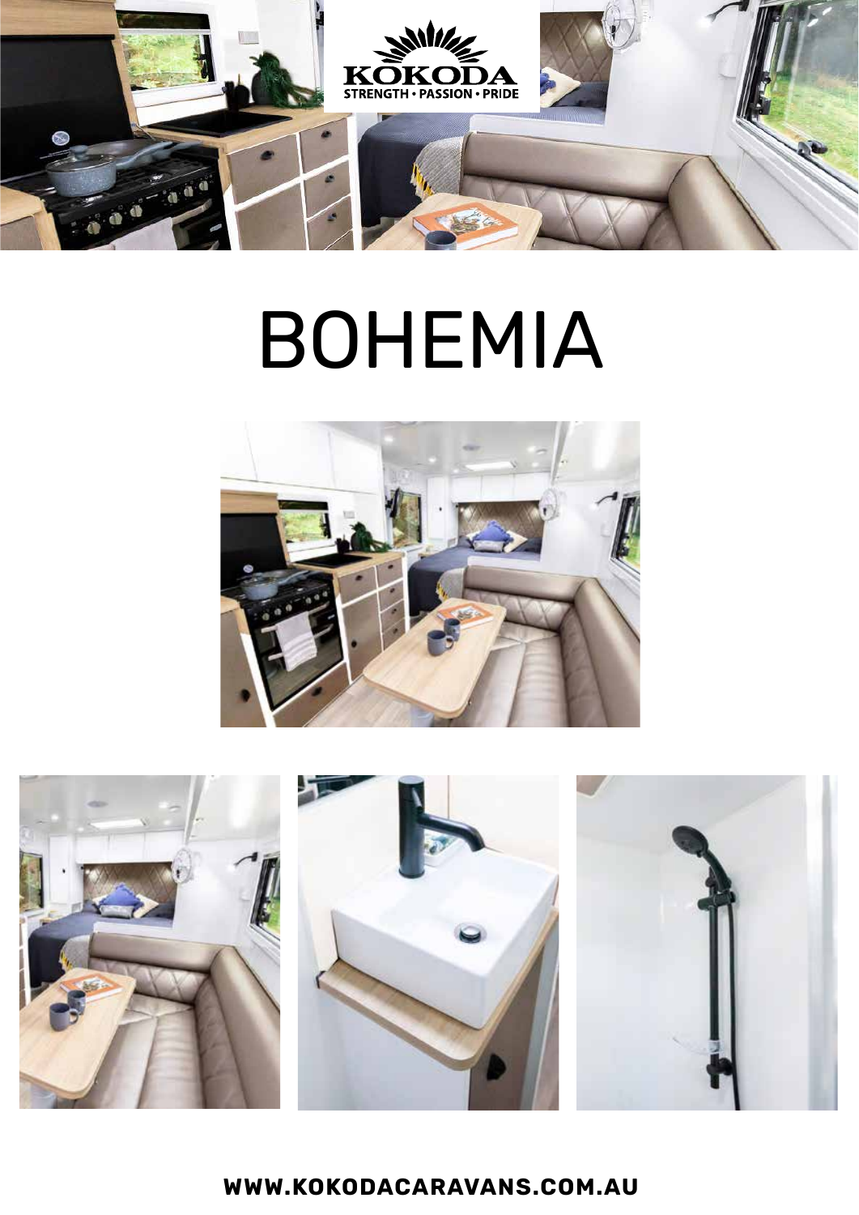# BOHEMIA

**WWW.KOKODACARAVANS.COM.AU**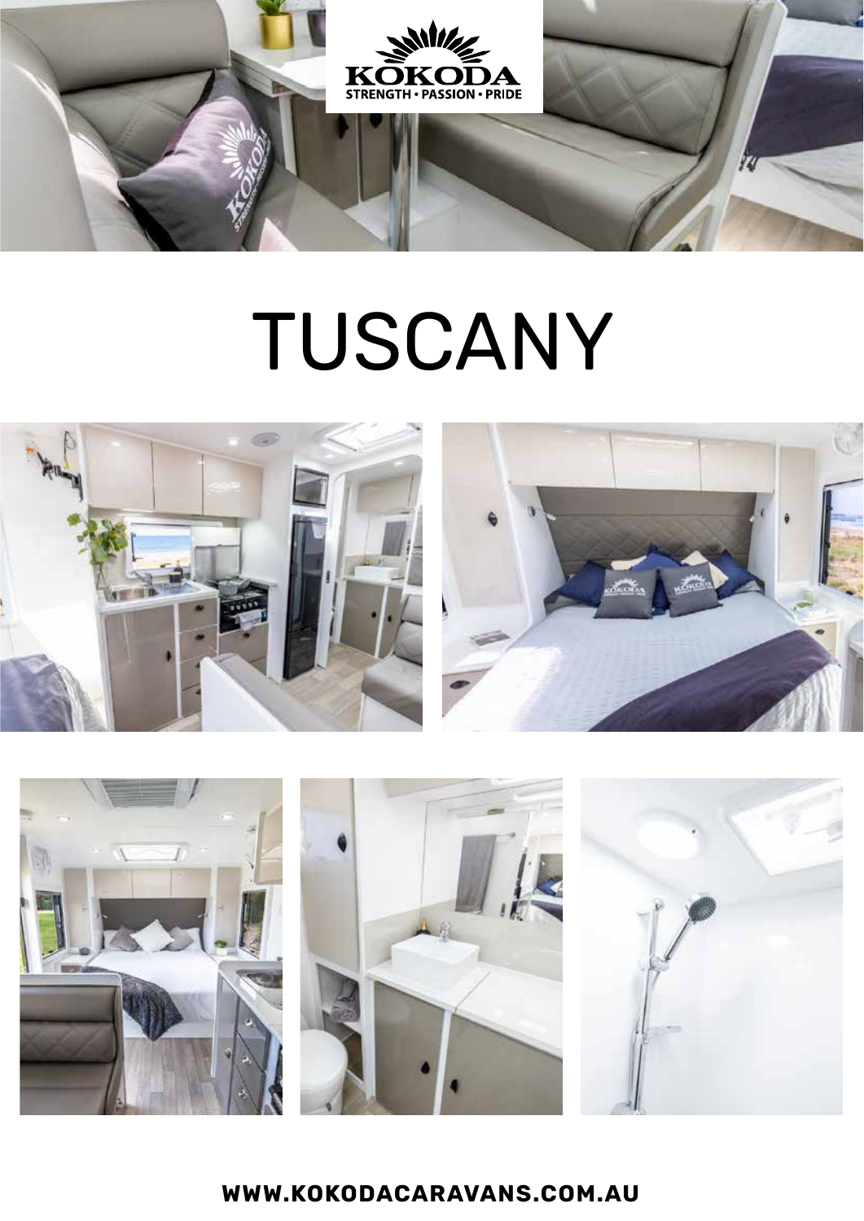KOKODA

STRENGTH • PASSION • PRIDE

# TUSCANY

WWW.KOKODACARAVANS.COM.AU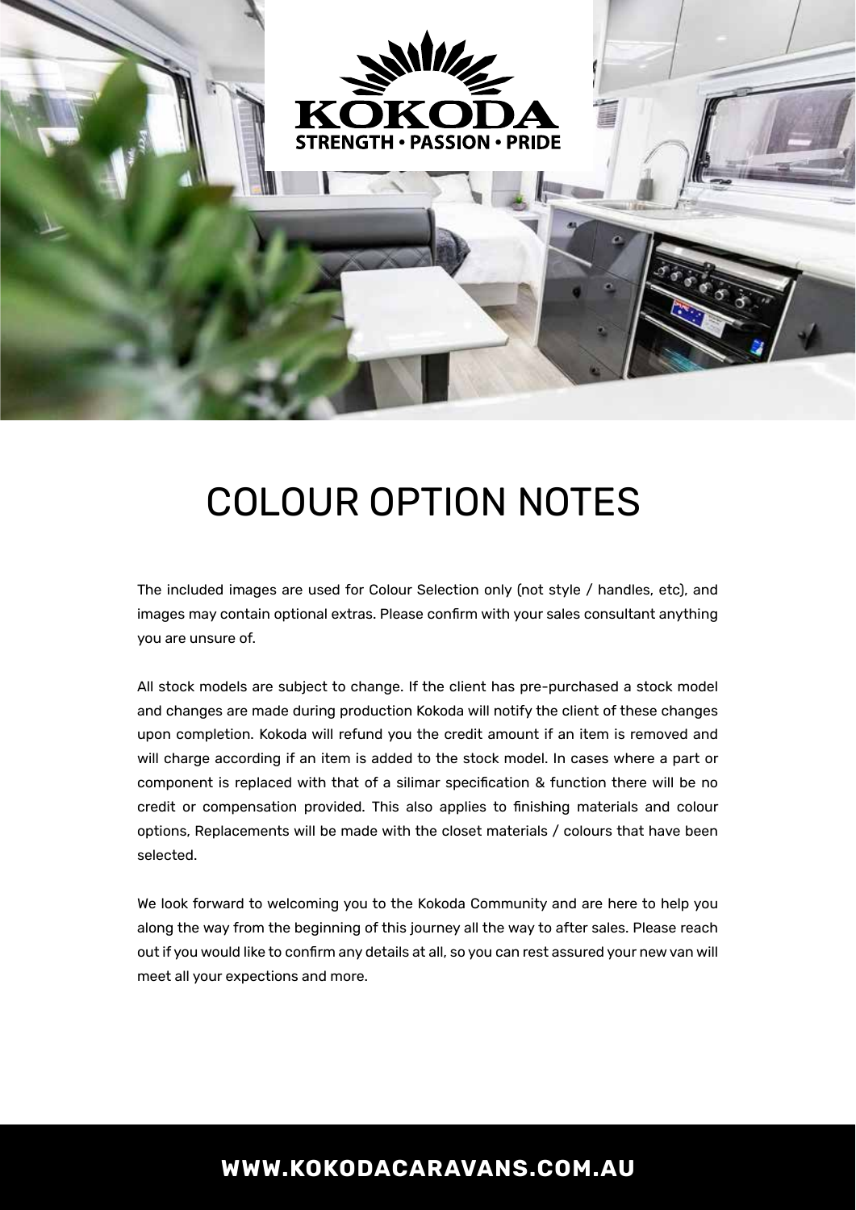# COLOUR OPTION NOTES

The included images are used for Colour Selection only (not style / handles, etc), and images may contain optional extras. Please confirm with your sales consultant anything you are unsure of.

All stock models are subject to change. If the client has pre-purchased a stock model and changes are made during production Kokoda will notify the client of these changes upon completion. Kokoda will refund you the credit amount if an item is removed and will charge according if an item is added to the stock model. In cases where a part or component is replaced with that of a silimar specification & function there will be no credit or compensation provided. This also applies to finishing materials and colour options, Replacements will be made with the closet materials / colours that have been selected.

We look forward to welcoming you to the Kokoda Community and are here to help you along the way from the beginning of this journey all the way to after sales. Please reach out if you would like to confirm any details at all, so you can rest assured your new van will meet all your expections and more.

**WWW.KOKODACARAVANS.COM.AU**